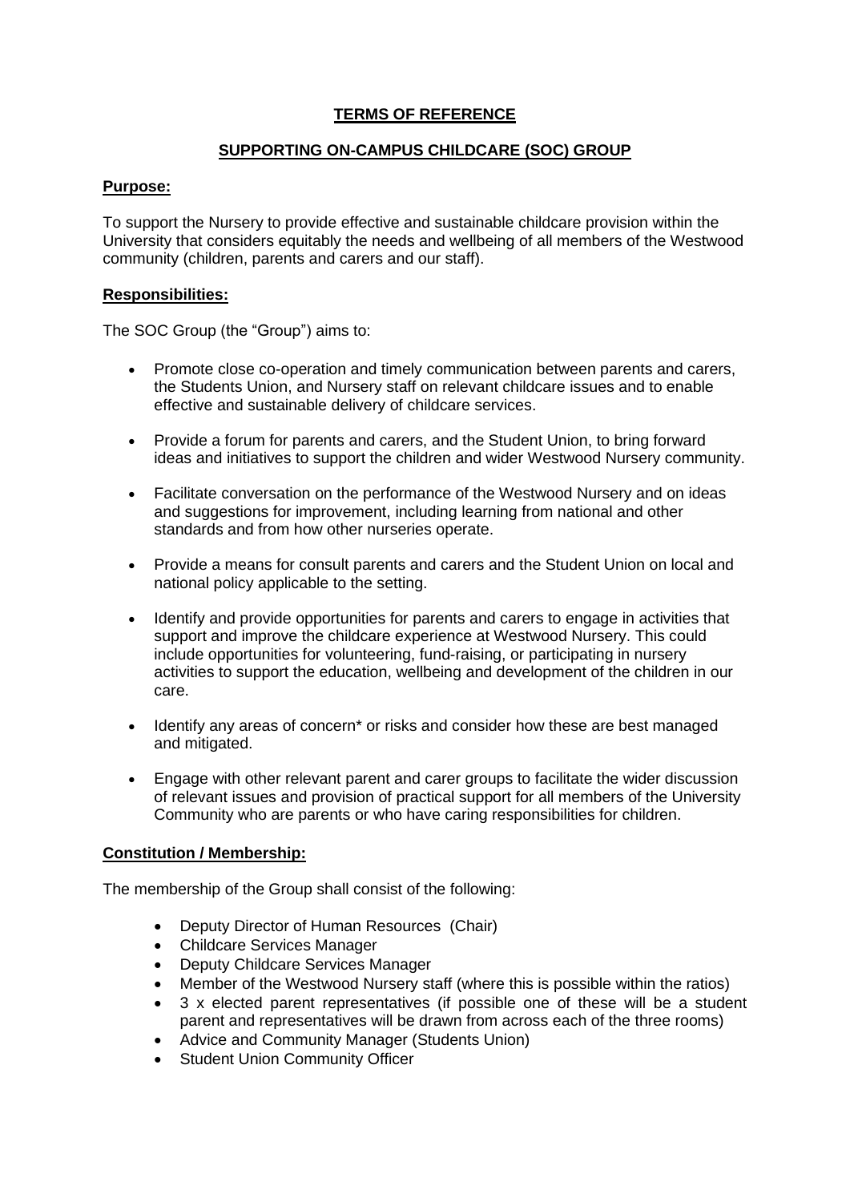# TERMS OF REFERENCE

## SUPPORTING ON-CAMPUS CHILDCARE (SOC) GROUP

**Purpose:**

To support the Nursery to provide effective and sustainable childcare provision within the University that considers equitably the needs and wellbeing of all members of the Westwood community (children, parents and carers and our staff).

**Responsibilities:**

The SOC Group (the "Group") aims to:

- Promote close co-operation and timely communication between parents and carers, the Students Union, and Nursery staff on relevant childcare issues and to enable effective and sustainable delivery of childcare services.
- Provide a forum for parents and carers, and the Student Union, to bring forward ideas and initiatives to support the children and wider Westwood Nursery community.
- Facilitate conversation on the performance of the Westwood Nursery and on ideas and suggestions for improvement, including learning from national and other standards and from how other nurseries operate.
- Provide a means for consult parents and carers and the Student Union on local and national policy applicable to the setting.
- Identify and provide opportunities for parents and carers to engage in activities that support and improve the childcare experience at Westwood Nursery. This could include opportunities for volunteering, fund-raising, or participating in nursery activities to support the education, wellbeing and development of the children in our care.
- Identify any areas of concern* or risks and consider how these are best managed and mitigated.
- Engage with other relevant parent and carer groups to facilitate the wider discussion of relevant issues and provision of practical support for all members of the University Community who are parents or who have caring responsibilities for children.

**Constitution / Membership:**

The membership of the Group shall consist of the following:

- Deputy Director of Human Resources (Chair)
- Childcare Services Manager
- Deputy Childcare Services Manager
- Member of the Westwood Nursery staff (where this is possible within the ratios)
- 3 x elected parent representatives (if possible one of these will be a student parent and representatives will be drawn from across each of the three rooms)
- Advice and Community Manager (Students Union)
- Student Union Community Officer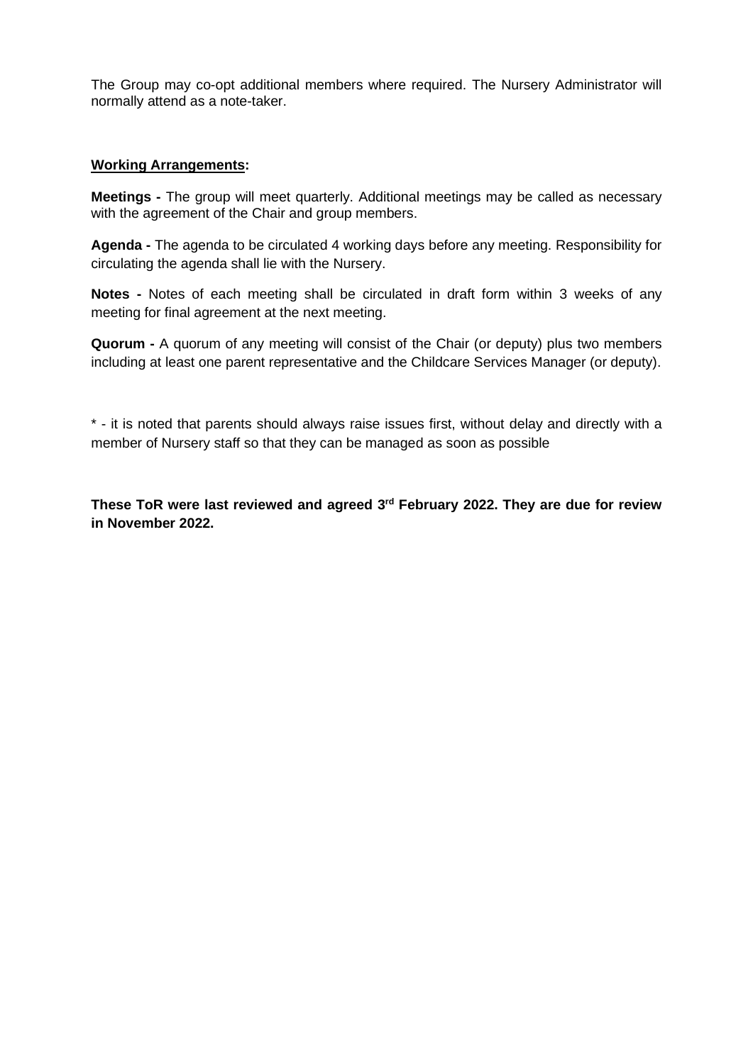The Group may co-opt additional members where required. The Nursery Administrator will normally attend as a note-taker.

**Working Arrangements:**

**Meetings -** The group will meet quarterly. Additional meetings may be called as necessary with the agreement of the Chair and group members.

**Agenda -** The agenda to be circulated 4 working days before any meeting. Responsibility for circulating the agenda shall lie with the Nursery.

**Notes -** Notes of each meeting shall be circulated in draft form within 3 weeks of any meeting for final agreement at the next meeting.

**Quorum -** A quorum of any meeting will consist of the Chair (or deputy) plus two members including at least one parent representative and the Childcare Services Manager (or deputy).

* - it is noted that parents should always raise issues first, without delay and directly with a member of Nursery staff so that they can be managed as soon as possible

**These ToR were last reviewed and agreed 3rd February 2022. They are due for review in November 2022.**